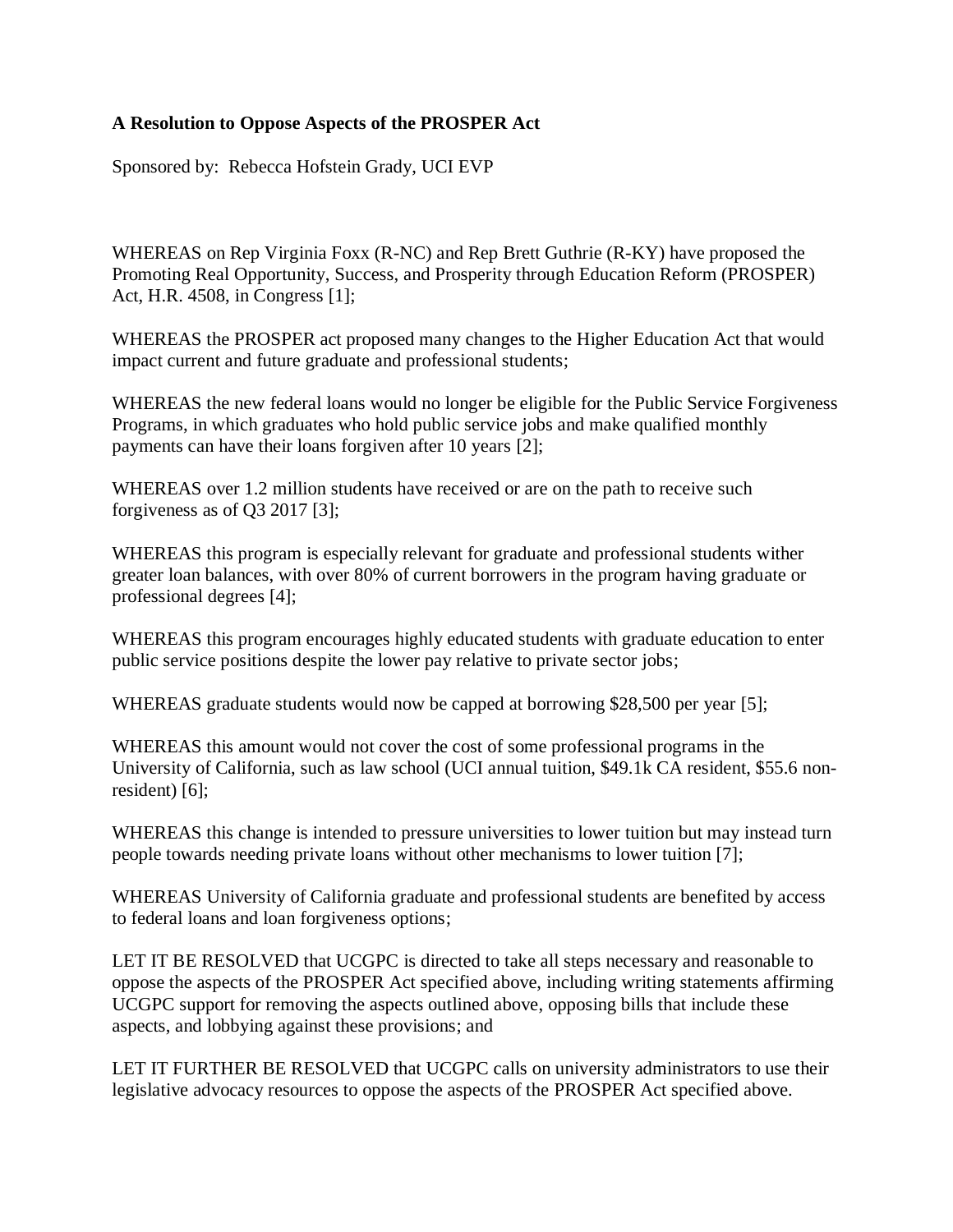**A Resolution to Oppose Aspects of the PROSPER Act**

Sponsored by: Rebecca Hofstein Grady, UCI EVP

WHEREAS on Rep Virginia Foxx (R-NC) and Rep Brett Guthrie (R-KY) have proposed the Promoting Real Opportunity, Success, and Prosperity through Education Reform (PROSPER) Act, H.R. 4508, in Congress [1];

WHEREAS the PROSPER act proposed many changes to the Higher Education Act that would impact current and future graduate and professional students;

WHEREAS the new federal loans would no longer be eligible for the Public Service Forgiveness Programs, in which graduates who hold public service jobs and make qualified monthly payments can have their loans forgiven after 10 years [2];

WHEREAS over 1.2 million students have received or are on the path to receive such forgiveness as of Q3 2017 [3];

WHEREAS this program is especially relevant for graduate and professional students wither greater loan balances, with over 80% of current borrowers in the program having graduate or professional degrees [4];

WHEREAS this program encourages highly educated students with graduate education to enter public service positions despite the lower pay relative to private sector jobs;

WHEREAS graduate students would now be capped at borrowing $28,500 per year [5];

WHEREAS this amount would not cover the cost of some professional programs in the University of California, such as law school (UCI annual tuition, $49.1k CA resident, $55.6 non-resident) [6];

WHEREAS this change is intended to pressure universities to lower tuition but may instead turn people towards needing private loans without other mechanisms to lower tuition [7];

WHEREAS University of California graduate and professional students are benefited by access to federal loans and loan forgiveness options;

LET IT BE RESOLVED that UCGPC is directed to take all steps necessary and reasonable to oppose the aspects of the PROSPER Act specified above, including writing statements affirming UCGPC support for removing the aspects outlined above, opposing bills that include these aspects, and lobbying against these provisions; and

LET IT FURTHER BE RESOLVED that UCGPC calls on university administrators to use their legislative advocacy resources to oppose the aspects of the PROSPER Act specified above.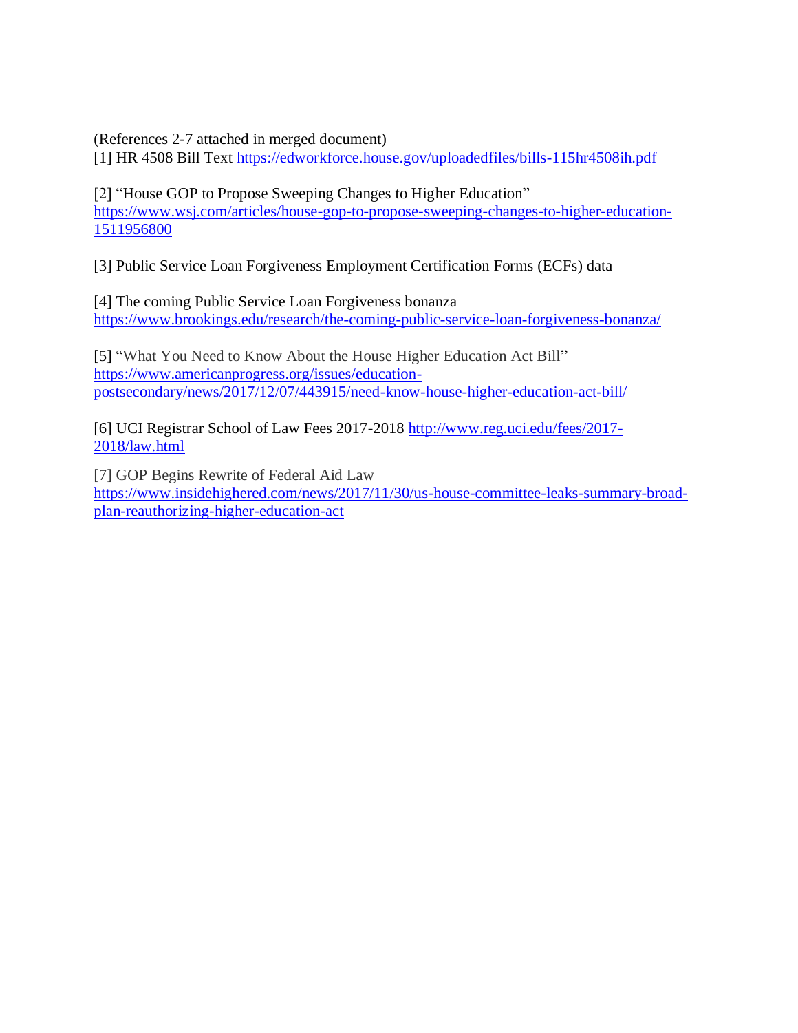(References 2-7 attached in merged document)

[1] HR 4508 Bill Text https://edworkforce.house.gov/uploadedfiles/bills-115hr4508ih.pdf

[2] "House GOP to Propose Sweeping Changes to Higher Education" https://www.wsj.com/articles/house-gop-to-propose-sweeping-changes-to-higher-education-1511956800

[3] Public Service Loan Forgiveness Employment Certification Forms (ECFs) data

[4] The coming Public Service Loan Forgiveness bonanza https://www.brookings.edu/research/the-coming-public-service-loan-forgiveness-bonanza/

[5] "What You Need to Know About the House Higher Education Act Bill" https://www.americanprogress.org/issues/education-postsecondary/news/2017/12/07/443915/need-know-house-higher-education-act-bill/

[6] UCI Registrar School of Law Fees 2017-2018 http://www.reg.uci.edu/fees/2017-2018/law.html

[7] GOP Begins Rewrite of Federal Aid Law https://www.insidehighered.com/news/2017/11/30/us-house-committee-leaks-summary-broad-plan-reauthorizing-higher-education-act